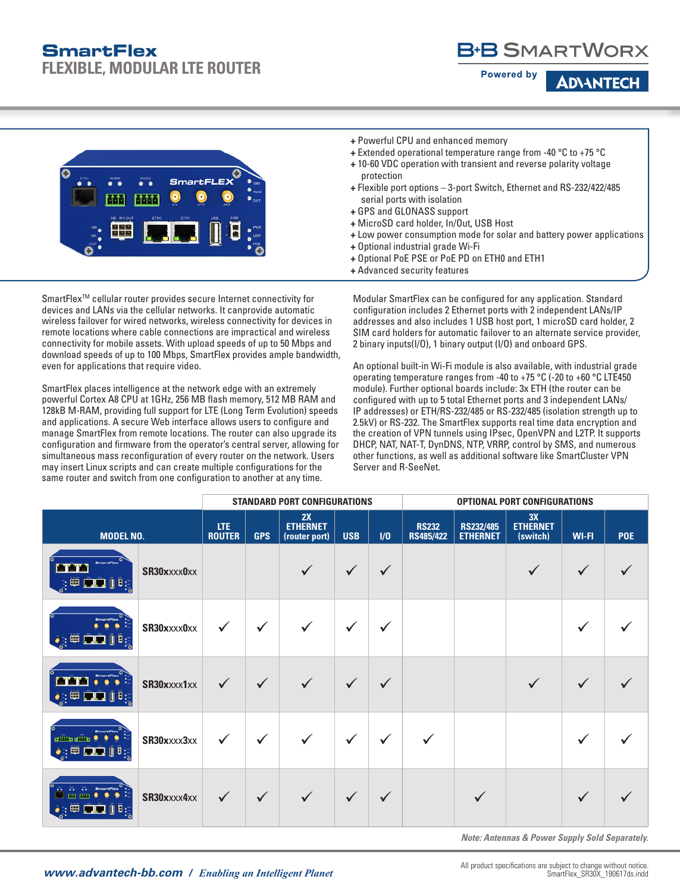# SmartFlex

## FLEXIBLE, MODULAR LTE ROUTER

B+B SMARTWORX

Powered by ADVANTECH

- + Powerful CPU and enhanced memory
- + Extended operational temperature range from -40 °C to +75 °C
- + 10-60 VDC operation with transient and reverse polarity voltage protection
- + Flexible port options – 3-port Switch, Ethernet and RS-232/422/485 serial ports with isolation
- + GPS and GLONASS support
- + MicroSD card holder, In/Out, USB Host
- + Low power consumption mode for solar and battery power applications
- + Optional industrial grade Wi-Fi
- + Optional PoE PSE or PoE PD on ETH0 and ETH1
- + Advanced security features

SmartFlex™ cellular router provides secure Internet connectivity for devices and LANs via the cellular networks. It canprovide automatic wireless failover for wired networks, wireless connectivity for devices in remote locations where cable connections are impractical and wireless connectivity for mobile assets. With upload speeds of up to 50 Mbps and download speeds of up to 100 Mbps, SmartFlex provides ample bandwidth, even for applications that require video.

SmartFlex places intelligence at the network edge with an extremely powerful Cortex A8 CPU at 1GHz, 256 MB flash memory, 512 MB RAM and 128kB M-RAM, providing full support for LTE (Long Term Evolution) speeds and applications. A secure Web interface allows users to configure and manage SmartFlex from remote locations. The router can also upgrade its configuration and firmware from the operator's central server, allowing for simultaneous mass reconfiguration of every router on the network. Users may insert Linux scripts and can create multiple configurations for the same router and switch from one configuration to another at any time.

Modular SmartFlex can be configured for any application. Standard configuration includes 2 Ethernet ports with 2 independent LANs/IP addresses and also includes 1 USB host port, 1 microSD card holder, 2 SIM card holders for automatic failover to an alternate service provider, 2 binary inputs(I/O), 1 binary output (I/O) and onboard GPS.

An optional built-in Wi-Fi module is also available, with industrial grade operating temperature ranges from -40 to +75 °C (-20 to +60 °C LTE450 module). Further optional boards include: 3x ETH (the router can be configured with up to 5 total Ethernet ports and 3 independent LANs/IP addresses) or ETH/RS-232/485 or RS-232/485 (isolation strength up to 2.5kV) or RS-232. The SmartFlex supports real time data encryption and the creation of VPN tunnels using IPsec, OpenVPN and L2TP. It supports DHCP, NAT, NAT-T, DynDNS, NTP, VRRP, control by SMS, and numerous other functions, as well as additional software like SmartCluster VPN Server and R-SeeNet.

| | STANDARD PORT CONFIGURATIONS | | | | | OPTIONAL PORT CONFIGURATIONS | | | | |
|---|---|---|---|---|---|---|---|---|---|---|
| MODEL NO. | LTE ROUTER | GPS | 2X ETHERNET (router port) | USB | I/O | RS232 RS485/422 | RS232/485 ETHERNET | 3X ETHERNET (switch) | WI-FI | POE |
| SR30xxxx0xx | | | ✓ | ✓ | ✓ | | | ✓ | ✓ | ✓ |
| SR30xxxx0xx | ✓ | ✓ | ✓ | ✓ | ✓ | | | | ✓ | ✓ |
| SR30xxxx1xx | ✓ | ✓ | ✓ | ✓ | ✓ | | | ✓ | ✓ | ✓ |
| SR30xxxx3xx | ✓ | ✓ | ✓ | ✓ | ✓ | ✓ | | | ✓ | ✓ |
| SR30xxxx4xx | ✓ | ✓ | ✓ | ✓ | ✓ | | ✓ | | ✓ | ✓ |

*Note: Antennas & Power Supply Sold Separately.*

www.advantech-bb.com / *Enabling an Intelligent Planet*

All product specifications are subject to change without notice.
SmartFlex_SR30X_190617ds.indd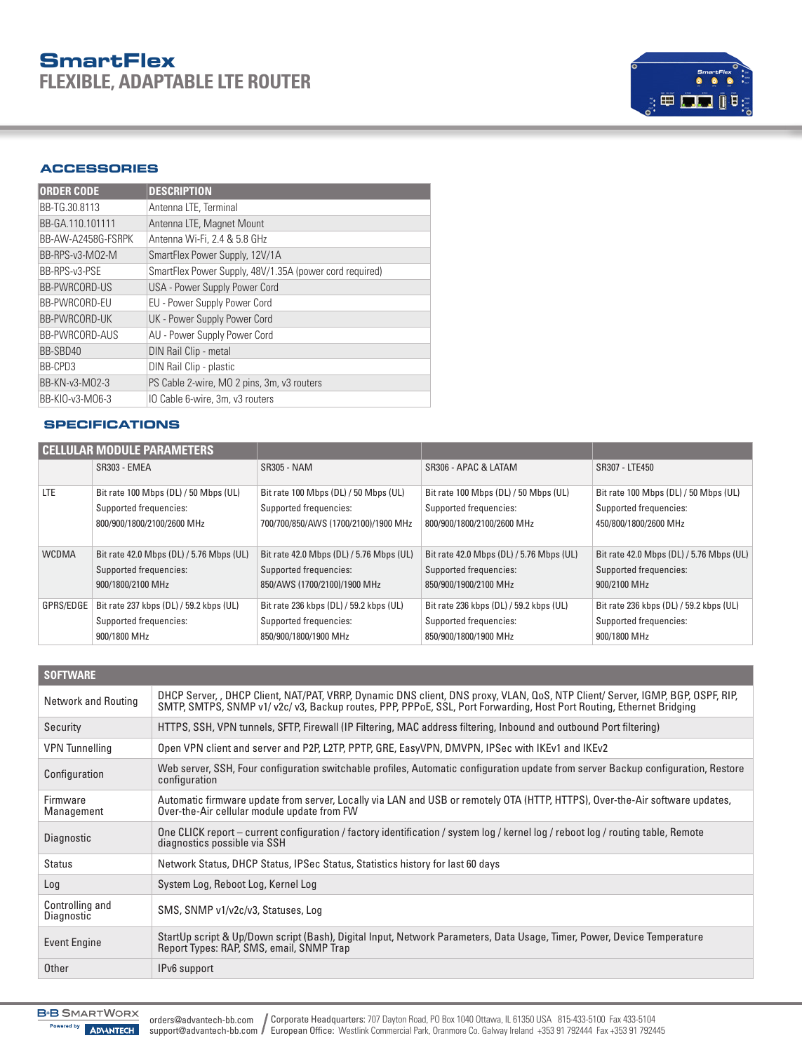# SmartFlex
## FLEXIBLE, ADAPTABLE LTE ROUTER

### ACCESSORIES

| ORDER CODE | DESCRIPTION |
|---|---|
| BB-TG.30.8113 | Antenna LTE, Terminal |
| BB-GA.110.101111 | Antenna LTE, Magnet Mount |
| BB-AW-A2458G-FSRPK | Antenna Wi-Fi, 2.4 & 5.8 GHz |
| BB-RPS-v3-MO2-M | SmartFlex Power Supply, 12V/1A |
| BB-RPS-v3-PSE | SmartFlex Power Supply, 48V/1.35A (power cord required) |
| BB-PWRCORD-US | USA - Power Supply Power Cord |
| BB-PWRCORD-EU | EU - Power Supply Power Cord |
| BB-PWRCORD-UK | UK - Power Supply Power Cord |
| BB-PWRCORD-AUS | AU - Power Supply Power Cord |
| BB-SBD40 | DIN Rail Clip - metal |
| BB-CPD3 | DIN Rail Clip - plastic |
| BB-KN-v3-MO2-3 | PS Cable 2-wire, MO 2 pins, 3m, v3 routers |
| BB-KIO-v3-MO6-3 | IO Cable 6-wire, 3m, v3 routers |

### SPECIFICATIONS

| CELLULAR MODULE PARAMETERS | | | | |
|---|---|---|---|---|
| | SR303 - EMEA | SR305 - NAM | SR306 - APAC & LATAM | SR307 - LTE450 |
| LTE | Bit rate 100 Mbps (DL) / 50 Mbps (UL)<br>Supported frequencies:<br>800/900/1800/2100/2600 MHz | Bit rate 100 Mbps (DL) / 50 Mbps (UL)<br>Supported frequencies:<br>700/700/850/AWS (1700/2100)/1900 MHz | Bit rate 100 Mbps (DL) / 50 Mbps (UL)<br>Supported frequencies:<br>800/900/1800/2100/2600 MHz | Bit rate 100 Mbps (DL) / 50 Mbps (UL)<br>Supported frequencies:<br>450/800/1800/2600 MHz |
| WCDMA | Bit rate 42.0 Mbps (DL) / 5.76 Mbps (UL)<br>Supported frequencies:<br>900/1800/2100 MHz | Bit rate 42.0 Mbps (DL) / 5.76 Mbps (UL)<br>Supported frequencies:<br>850/AWS (1700/2100)/1900 MHz | Bit rate 42.0 Mbps (DL) / 5.76 Mbps (UL)<br>Supported frequencies:<br>850/900/1900/2100 MHz | Bit rate 42.0 Mbps (DL) / 5.76 Mbps (UL)<br>Supported frequencies:<br>900/2100 MHz |
| GPRS/EDGE | Bit rate 237 kbps (DL) / 59.2 kbps (UL)<br>Supported frequencies:<br>900/1800 MHz | Bit rate 236 kbps (DL) / 59.2 kbps (UL)<br>Supported frequencies:<br>850/900/1800/1900 MHz | Bit rate 236 kbps (DL) / 59.2 kbps (UL)<br>Supported frequencies:<br>850/900/1800/1900 MHz | Bit rate 236 kbps (DL) / 59.2 kbps (UL)<br>Supported frequencies:<br>900/1800 MHz |

| SOFTWARE | |
|---|---|
| Network and Routing | DHCP Server, , DHCP Client, NAT/PAT, VRRP, Dynamic DNS client, DNS proxy, VLAN, QoS, NTP Client/ Server, IGMP, BGP, OSPF, RIP, SMTP, SMTPS, SNMP v1/ v2c/ v3, Backup routes, PPP, PPPoE, SSL, Port Forwarding, Host Port Routing, Ethernet Bridging |
| Security | HTTPS, SSH, VPN tunnels, SFTP, Firewall (IP Filtering, MAC address filtering, Inbound and outbound Port filtering) |
| VPN Tunnelling | Open VPN client and server and P2P, L2TP, PPTP, GRE, EasyVPN, DMVPN, IPSec with IKEv1 and IKEv2 |
| Configuration | Web server, SSH, Four configuration switchable profiles, Automatic configuration update from server Backup configuration, Restore configuration |
| Firmware Management | Automatic firmware update from server, Locally via LAN and USB or remotely OTA (HTTP, HTTPS), Over-the-Air software updates, Over-the-Air cellular module update from FW |
| Diagnostic | One CLICK report – current configuration / factory identification / system log / kernel log / reboot log / routing table, Remote diagnostics possible via SSH |
| Status | Network Status, DHCP Status, IPSec Status, Statistics history for last 60 days |
| Log | System Log, Reboot Log, Kernel Log |
| Controlling and Diagnostic | SMS, SNMP v1/v2c/v3, Statuses, Log |
| Event Engine | StartUp script & Up/Down script (Bash), Digital Input, Network Parameters, Data Usage, Timer, Power, Device Temperature Report Types: RAP, SMS, email, SNMP Trap |
| Other | IPv6 support |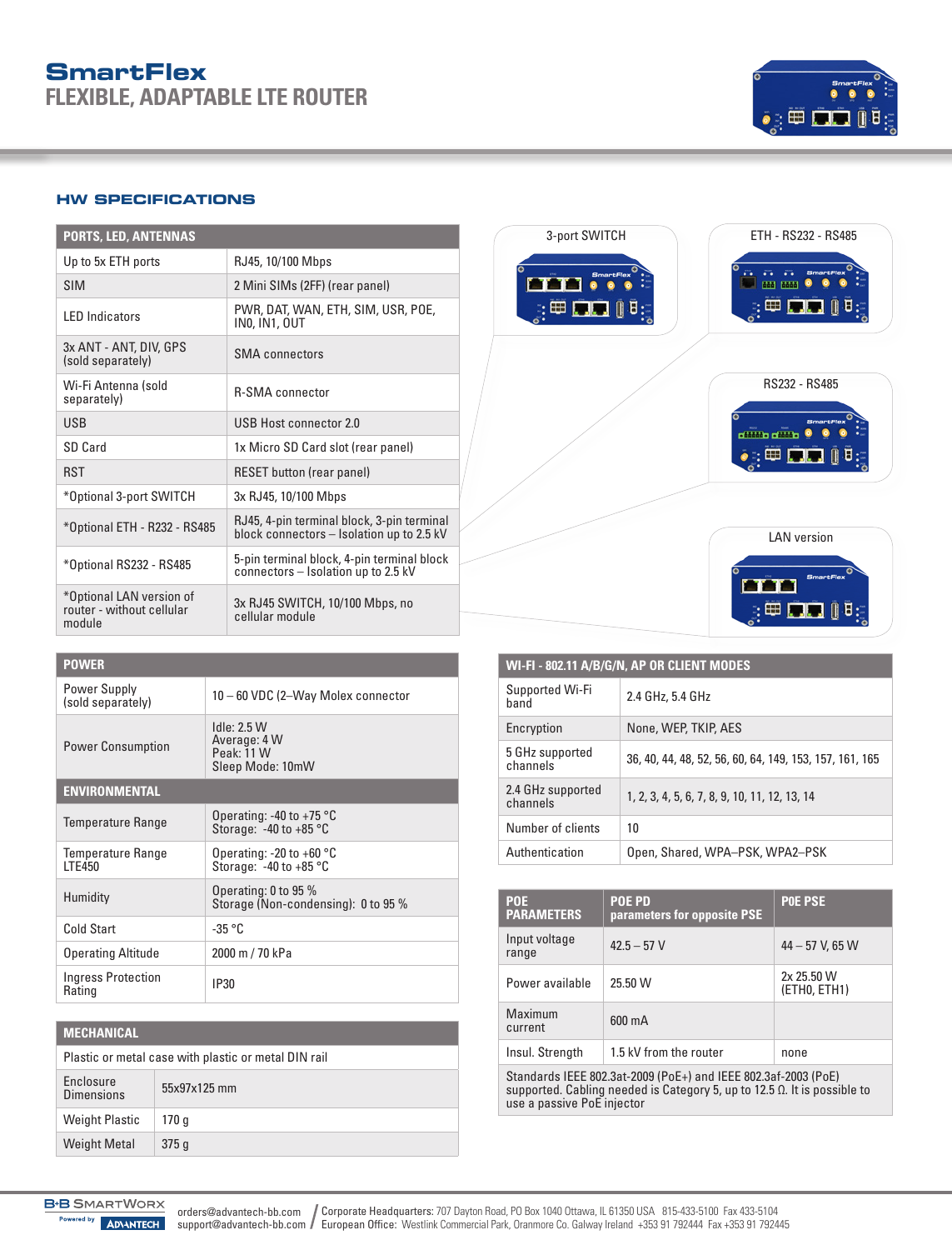# SmartFlex
## FLEXIBLE, ADAPTABLE LTE ROUTER

## HW SPECIFICATIONS

| PORTS, LED, ANTENNAS | |
|---|---|
| Up to 5x ETH ports | RJ45, 10/100 Mbps |
| SIM | 2 Mini SIMs (2FF) (rear panel) |
| LED Indicators | PWR, DAT, WAN, ETH, SIM, USR, POE, IN0, IN1, OUT |
| 3x ANT - ANT, DIV, GPS (sold separately) | SMA connectors |
| Wi-Fi Antenna (sold separately) | R-SMA connector |
| USB | USB Host connector 2.0 |
| SD Card | 1x Micro SD Card slot (rear panel) |
| RST | RESET button (rear panel) |
| *Optional 3-port SWITCH | 3x RJ45, 10/100 Mbps |
| *Optional ETH - R232 - RS485 | RJ45, 4-pin terminal block, 3-pin terminal block connectors – Isolation up to 2.5 kV |
| *Optional RS232 - RS485 | 5-pin terminal block, 4-pin terminal block connectors – Isolation up to 2.5 kV |
| *Optional LAN version of router - without cellular module | 3x RJ45 SWITCH, 10/100 Mbps, no cellular module |

3-port SWITCH

ETH - RS232 - RS485

RS232 - RS485

LAN version

| POWER | |
|---|---|
| Power Supply (sold separately) | 10 – 60 VDC (2–Way Molex connector |
| Power Consumption | Idle: 2.5 W<br>Average: 4 W<br>Peak: 11 W<br>Sleep Mode: 10mW |

| ENVIRONMENTAL | |
|---|---|
| Temperature Range | Operating: -40 to +75 °C<br>Storage: -40 to +85 °C |
| Temperature Range LTE450 | Operating: -20 to +60 °C<br>Storage: -40 to +85 °C |
| Humidity | Operating: 0 to 95 %<br>Storage (Non-condensing): 0 to 95 % |
| Cold Start | -35 °C |
| Operating Altitude | 2000 m / 70 kPa |
| Ingress Protection Rating | IP30 |

| MECHANICAL | |
|---|---|
| Plastic or metal case with plastic or metal DIN rail | |
| Enclosure Dimensions | 55x97x125 mm |
| Weight Plastic | 170 g |
| Weight Metal | 375 g |

| WI-FI - 802.11 A/B/G/N, AP OR CLIENT MODES | |
|---|---|
| Supported Wi-Fi band | 2.4 GHz, 5.4 GHz |
| Encryption | None, WEP, TKIP, AES |
| 5 GHz supported channels | 36, 40, 44, 48, 52, 56, 60, 64, 149, 153, 157, 161, 165 |
| 2.4 GHz supported channels | 1, 2, 3, 4, 5, 6, 7, 8, 9, 10, 11, 12, 13, 14 |
| Number of clients | 10 |
| Authentication | Open, Shared, WPA–PSK, WPA2–PSK |

| POE PARAMETERS | POE PD parameters for opposite PSE | POE PSE |
|---|---|---|
| Input voltage range | 42.5 – 57 V | 44 – 57 V, 65 W |
| Power available | 25.50 W | 2x 25.50 W (ETH0, ETH1) |
| Maximum current | 600 mA | |
| Insul. Strength | 1.5 kV from the router | none |
| Standards IEEE 802.3at-2009 (PoE+) and IEEE 802.3af-2003 (PoE) supported. Cabling needed is Category 5, up to 12.5 Ω. It is possible to use a passive PoE injector | | |

B+B SMARTWORX Powered by ADVANTECH

orders@advantech-bb.com
support@advantech-bb.com

Corporate Headquarters: 707 Dayton Road, PO Box 1040 Ottawa, IL 61350 USA 815-433-5100 Fax 433-5104
European Office: Westlink Commercial Park, Oranmore Co. Galway Ireland +353 91 792444 Fax +353 91 792445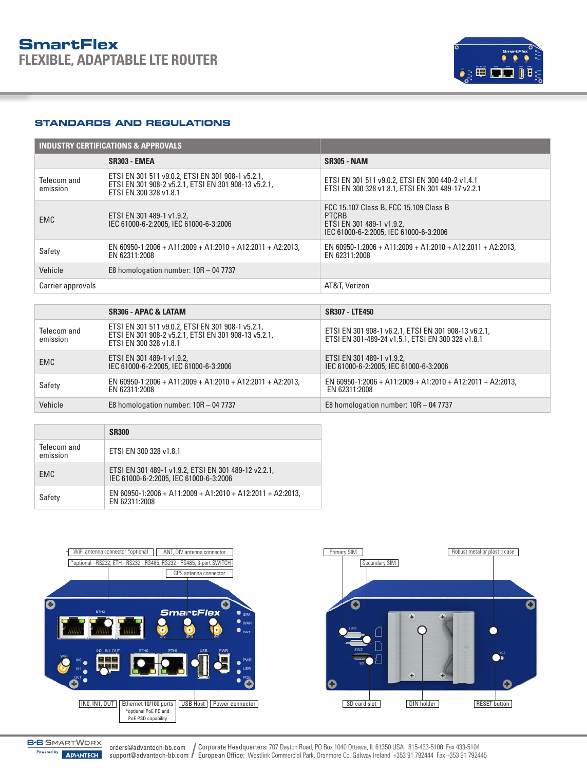# SmartFlex
## FLEXIBLE, ADAPTABLE LTE ROUTER

### STANDARDS AND REGULATIONS

| INDUSTRY CERTIFICATIONS & APPROVALS | | |
|---|---|---|
| | **SR303 - EMEA** | **SR305 - NAM** |
| Telecom and emission | ETSI EN 301 511 v9.0.2, ETSI EN 301 908-1 v5.2.1, ETSI EN 301 908-2 v5.2.1, ETSI EN 301 908-13 v5.2.1, ETSI EN 300 328 v1.8.1 | ETSI EN 301 511 v9.0.2, ETSI EN 300 440-2 v1.4.1 ETSI EN 300 328 v1.8.1, ETSI EN 301 489-17 v2.2.1 |
| EMC | ETSI EN 301 489-1 v1.9.2, IEC 61000-6-2:2005, IEC 61000-6-3:2006 | FCC 15.107 Class B, FCC 15.109 Class B PTCRB ETSI EN 301 489-1 v1.9.2, IEC 61000-6-2:2005, IEC 61000-6-3:2006 |
| Safety | EN 60950-1:2006 + A11:2009 + A1:2010 + A12:2011 + A2:2013, EN 62311:2008 | EN 60950-1:2006 + A11:2009 + A1:2010 + A12:2011 + A2:2013, EN 62311:2008 |
| Vehicle | E8 homologation number: 10R – 04 7737 | |
| Carrier approvals | | AT&T, Verizon |

| | **SR306 - APAC & LATAM** | **SR307 - LTE450** |
|---|---|---|
| Telecom and emission | ETSI EN 301 511 v9.0.2, ETSI EN 301 908-1 v5.2.1, ETSI EN 301 908-2 v5.2.1, ETSI EN 301 908-13 v5.2.1, ETSI EN 300 328 v1.8.1 | ETSI EN 301 908-1 v6.2.1, ETSI EN 301 908-13 v6.2.1, ETSI EN 301-489-24 v1.5.1, ETSI EN 300 328 v1.8.1 |
| EMC | ETSI EN 301 489-1 v1.9.2, IEC 61000-6-2:2005, IEC 61000-6-3:2006 | ETSI EN 301 489-1 v1.9.2, IEC 61000-6-2:2005, IEC 61000-6-3:2006 |
| Safety | EN 60950-1:2006 + A11:2009 + A1:2010 + A12:2011 + A2:2013, EN 62311:2008 | EN 60950-1:2006 + A11:2009 + A1:2010 + A12:2011 + A2:2013, EN 62311:2008 |
| Vehicle | E8 homologation number: 10R – 04 7737 | E8 homologation number: 10R – 04 7737 |

| | **SR300** |
|---|---|
| Telecom and emission | ETSI EN 300 328 v1.8.1 |
| EMC | ETSI EN 301 489-1 v1.9.2, ETSI EN 301 489-12 v2.2.1, IEC 61000-6-2:2005, IEC 61000-6-3:2006 |
| Safety | EN 60950-1:2006 + A11:2009 + A1:2010 + A12:2011 + A2:2013, EN 62311:2008 |

WiFi antenna connector *optional
ANT, DIV antenna connector
*optional - RS232, ETH - RS232 - RS485, RS232 - RS485, 3-port SWITCH
GPS antenna connector
IN0, IN1, OUT
Ethernet 10/100 ports *optional PoE PD and PoE PSD capability
USB Host
Power connector

Primary SIM
Secundary SIM
Robust metal or plastic case
SD card slot
DIN holder
RESET button

orders@advantech-bb.com
support@advantech-bb.com
Corporate Headquarters: 707 Dayton Road, PO Box 1040 Ottawa, IL 61350 USA 815-433-5100 Fax 433-5104
European Office: Westlink Commercial Park, Oranmore Co. Galway Ireland +353 91 792444 Fax +353 91 792445